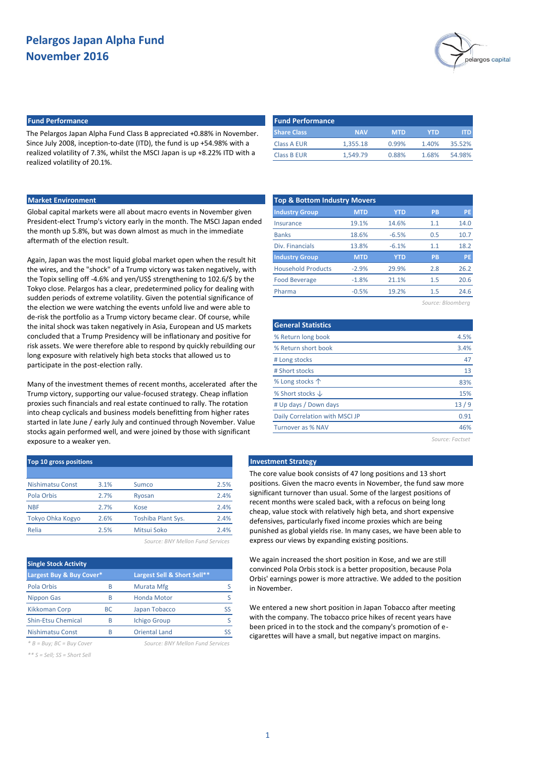# Pelargos Japan Alpha Fund
# November 2016

## Fund Performance

The Pelargos Japan Alpha Fund Class B appreciated +0.88% in November. Since July 2008, inception-to-date (ITD), the fund is up +54.98% with a realized volatility of 7.3%, whilst the MSCI Japan is up +8.22% ITD with a realized volatility of 20.1%.

| Share Class | NAV | MTD | YTD | ITD |
|---|---|---|---|---|
| Class A EUR | 1,355.18 | 0.99% | 1.40% | 35.52% |
| Class B EUR | 1,549.79 | 0.88% | 1.68% | 54.98% |

## Market Environment

Global capital markets were all about macro events in November given President-elect Trump's victory early in the month. The MSCI Japan ended the month up 5.8%, but was down almost as much in the immediate aftermath of the election result.

Again, Japan was the most liquid global market open when the result hit the wires, and the "shock" of a Trump victory was taken negatively, with the Topix selling off -4.6% and yen/US$ strengthening to 102.6/$ by the Tokyo close. Pelargos has a clear, predetermined policy for dealing with sudden periods of extreme volatility. Given the potential significance of the election we were watching the events unfold live and were able to de-risk the portfolio as a Trump victory became clear. Of course, while the inital shock was taken negatively in Asia, European and US markets concluded that a Trump Presidency will be inflationary and positive for risk assets. We were therefore able to respond by quickly rebuilding our long exposure with relatively high beta stocks that allowed us to participate in the post-election rally.

Many of the investment themes of recent months, accelerated after the Trump victory, supporting our value-focused strategy. Cheap inflation proxies such financials and real estate continued to rally. The rotation into cheap cyclicals and business models benefitting from higher rates started in late June / early July and continued through November. Value stocks again performed well, and were joined by those with significant exposure to a weaker yen.

## Top & Bottom Industry Movers

| Industry Group | MTD | YTD | PB | PE |
|---|---|---|---|---|
| Insurance | 19.1% | 14.6% | 1.1 | 14.0 |
| Banks | 18.6% | -6.5% | 0.5 | 10.7 |
| Div. Financials | 13.8% | -6.1% | 1.1 | 18.2 |
| **Industry Group** | **MTD** | **YTD** | **PB** | **PE** |
| Household Products | -2.9% | 29.9% | 2.8 | 26.2 |
| Food Beverage | -1.8% | 21.1% | 1.5 | 20.6 |
| Pharma | -0.5% | 19.2% | 1.5 | 24.6 |

*Source: Bloomberg*

## General Statistics

| | |
|---|---|
| % Return long book | 4.5% |
| % Return short book | 3.4% |
| # Long stocks | 47 |
| # Short stocks | 13 |
| % Long stocks ↑ | 83% |
| % Short stocks ↓ | 15% |
| # Up days / Down days | 13 / 9 |
| Daily Correlation with MSCI JP | 0.91 |
| Turnover as % NAV | 46% |

*Source: Factset*

## Top 10 gross positions

| | | | |
|---|---|---|---|
| Nishimatsu Const | 3.1% | Sumco | 2.5% |
| Pola Orbis | 2.7% | Ryosan | 2.4% |
| NBF | 2.7% | Kose | 2.4% |
| Tokyo Ohka Kogyo | 2.6% | Toshiba Plant Sys. | 2.4% |
| Relia | 2.5% | Mitsui Soko | 2.4% |

*Source: BNY Mellon Fund Services*

## Single Stock Activity

| Largest Buy & Buy Cover* | | Largest Sell & Short Sell** | |
|---|---|---|---|
| Pola Orbis | B | Murata Mfg | S |
| Nippon Gas | B | Honda Motor | S |
| Kikkoman Corp | BC | Japan Tobacco | SS |
| Shin-Etsu Chemical | B | Ichigo Group | S |
| Nishimatsu Const | B | Oriental Land | SS |

*\* B = Buy; BC = Buy Cover* *Source: BNY Mellon Fund Services*

*\*\* S = Sell; SS = Short Sell*

## Investment Strategy

The core value book consists of 47 long positions and 13 short positions. Given the macro events in November, the fund saw more significant turnover than usual. Some of the largest positions of recent months were scaled back, with a refocus on being long cheap, value stock with relatively high beta, and short expensive defensives, particularly fixed income proxies which are being punished as global yields rise. In many cases, we have been able to express our views by expanding existing positions.

We again increased the short position in Kose, and we are still convinced Pola Orbis stock is a better proposition, because Pola Orbis' earnings power is more attractive. We added to the position in November.

We entered a new short position in Japan Tobacco after meeting with the company. The tobacco price hikes of recent years have been priced in to the stock and the company's promotion of e-cigarettes will have a small, but negative impact on margins.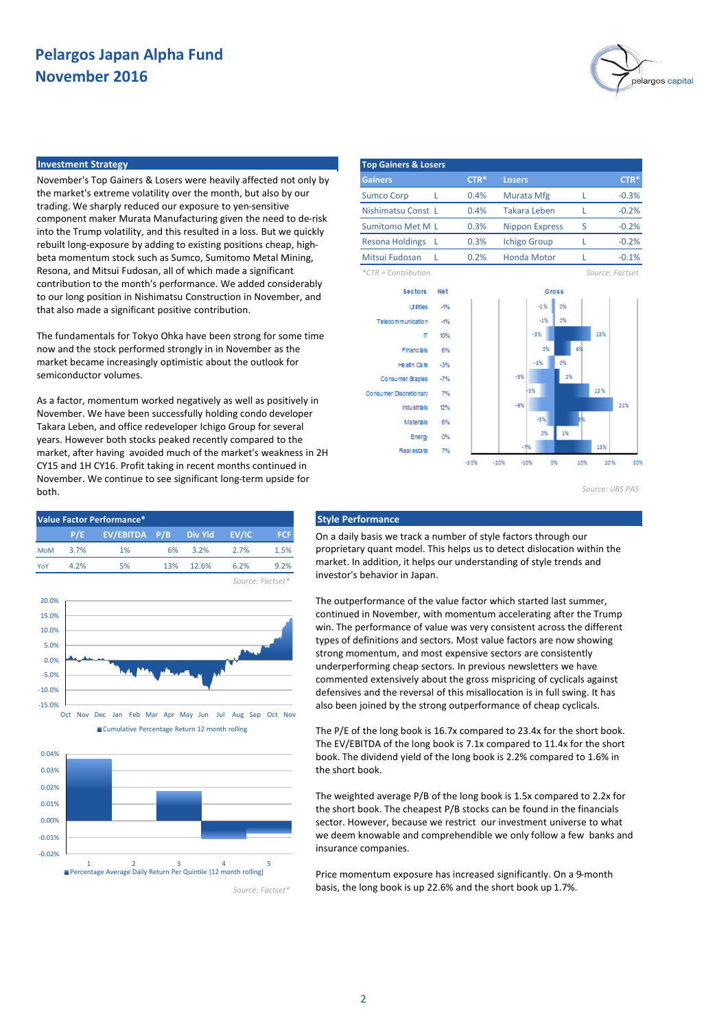# Pelargos Japan Alpha Fund
# November 2016

## Investment Strategy

November's Top Gainers & Losers were heavily affected not only by the market's extreme volatility over the month, but also by our trading. We sharply reduced our exposure to yen-sensitive component maker Murata Manufacturing given the need to de-risk into the Trump volatility, and this resulted in a loss. But we quickly rebuilt long-exposure by adding to existing positions cheap, high-beta momentum stock such as Sumco, Sumitomo Metal Mining, Resona, and Mitsui Fudosan, all of which made a significant contribution to the month's performance. We added considerably to our long position in Nishimatsu Construction in November, and that also made a significant positive contribution.

The fundamentals for Tokyo Ohka have been strong for some time now and the stock performed strongly in November as the market became increasingly optimistic about the outlook for semiconductor volumes.

As a factor, momentum worked negatively as well as positively in November. We have been successfully holding condo developer Takara Leben, and office redeveloper Ichigo Group for several years. However both stocks peaked recently compared to the market, after having avoided much of the market's weakness in 2H CY15 and 1H CY16. Profit taking in recent months continued in November. We continue to see significant long-term upside for both.

## Top Gainers & Losers

| Gainers | | CTR* | Losers | | CTR* |
|---|---|---|---|---|---|
| Sumco Corp | L | 0.4% | Murata Mfg | L | -0.3% |
| Nishimatsu Const | L | 0.4% | Takara Leben | L | -0.2% |
| Sumitomo Met M | L | 0.3% | Nippon Express | S | -0.2% |
| Resona Holdings | L | 0.3% | Ichigo Group | L | -0.2% |
| Mitsui Fudosan | L | 0.2% | Honda Motor | L | -0.1% |

*CTR = Contribution

Source: Factset

| Sectors | Net |
|---|---|
| Utilities | -1% |
| Telecommunication | -1% |
| IT | 10% |
| Financials | 6% |
| Health Care | -3% |
| Consumer Staples | -7% |
| Consumer Discretionary | 7% |
| Industrials | 12% |
| Materials | 6% |
| Energy | 0% |
| Real estate | 7% |

Source: UBS PAS

## Value Factor Performance*

| | P/E | EV/EBITDA | P/B | Div Yld | EV/IC | FCF |
|---|---|---|---|---|---|---|
| MoM | 3.7% | 1% | 6% | 3.2% | 2.7% | 1.5% |
| YoY | 4.2% | 5% | 13% | 12.6% | 6.2% | 9.2% |

Source: Factset*

Cumulative Percentage Return 12 month rolling

Percentage Average Daily Return Per Quintile [12 month rolling]

Source: Factset*

## Style Performance

On a daily basis we track a number of style factors through our proprietary quant model. This helps us to detect dislocation within the market. In addition, it helps our understanding of style trends and investor's behavior in Japan.

The outperformance of the value factor which started last summer, continued in November, with momentum accelerating after the Trump win. The performance of value was very consistent across the different types of definitions and sectors. Most value factors are now showing strong momentum, and most expensive sectors are consistently underperforming cheap sectors. In previous newsletters we have commented extensively about the gross mispricing of cyclicals against defensives and the reversal of this misallocation is in full swing. It has also been joined by the strong outperformance of cheap cyclicals.

The P/E of the long book is 16.7x compared to 23.4x for the short book. The EV/EBITDA of the long book is 7.1x compared to 11.4x for the short book. The dividend yield of the long book is 2.2% compared to 1.6% in the short book.

The weighted average P/B of the long book is 1.5x compared to 2.2x for the short book. The cheapest P/B stocks can be found in the financials sector. However, because we restrict our investment universe to what we deem knowable and comprehendible we only follow a few banks and insurance companies.

Price momentum exposure has increased significantly. On a 9-month basis, the long book is up 22.6% and the short book up 1.7%.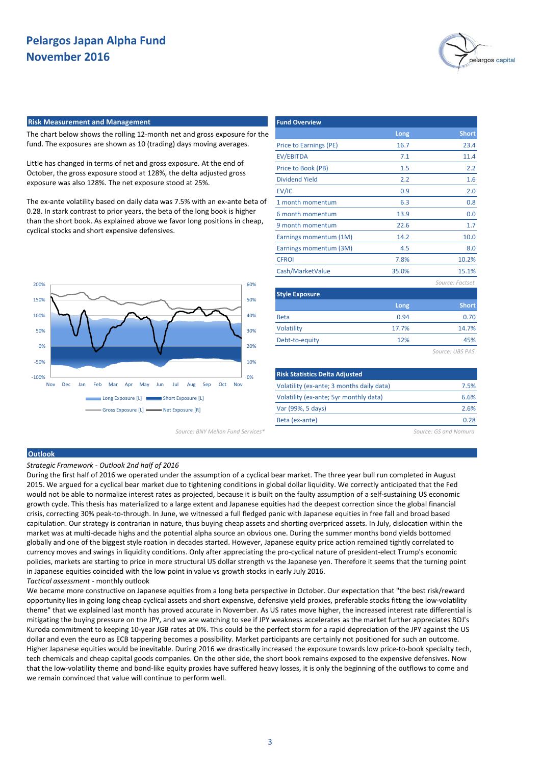# Pelargos Japan Alpha Fund
# November 2016

## Risk Measurement and Management

The chart below shows the rolling 12-month net and gross exposure for the fund. The exposures are shown as 10 (trading) days moving averages.

Little has changed in terms of net and gross exposure. At the end of October, the gross exposure stood at 128%, the delta adjusted gross exposure was also 128%. The net exposure stood at 25%.

The ex-ante volatility based on daily data was 7.5% with an ex-ante beta of 0.28. In stark contrast to prior years, the beta of the long book is higher than the short book. As explained above we favor long positions in cheap, cyclical stocks and short expensive defensives.

Long Exposure [L] | Short Exposure [L] | Gross Exposure [L] | Net Exposure [R]

*Source: BNY Mellon Fund Services\**

## Fund Overview

| | Long | Short |
|---|---|---|
| Price to Earnings (PE) | 16.7 | 23.4 |
| EV/EBITDA | 7.1 | 11.4 |
| Price to Book (PB) | 1.5 | 2.2 |
| Dividend Yield | 2.2 | 1.6 |
| EV/IC | 0.9 | 2.0 |
| 1 month momentum | 6.3 | 0.8 |
| 6 month momentum | 13.9 | 0.0 |
| 9 month momentum | 22.6 | 1.7 |
| Earnings momentum (1M) | 14.2 | 10.0 |
| Earnings momentum (3M) | 4.5 | 8.0 |
| CFROI | 7.8% | 10.2% |
| Cash/MarketValue | 35.0% | 15.1% |

*Source: Factset*

## Style Exposure

| | Long | Short |
|---|---|---|
| Beta | 0.94 | 0.70 |
| Volatility | 17.7% | 14.7% |
| Debt-to-equity | 12% | 45% |

*Source: UBS PAS*

## Risk Statistics Delta Adjusted

| | |
|---|---|
| Volatility (ex-ante; 3 months daily data) | 7.5% |
| Volatility (ex-ante; 5yr monthly data) | 6.6% |
| Var (99%, 5 days) | 2.6% |
| Beta (ex-ante) | 0.28 |

*Source: GS and Nomura*

## Outlook

*Strategic Framework - Outlook 2nd half of 2016*

During the first half of 2016 we operated under the assumption of a cyclical bear market. The three year bull run completed in August 2015. We argued for a cyclical bear market due to tightening conditions in global dollar liquidity. We correctly anticipated that the Fed would not be able to normalize interest rates as projected, because it is built on the faulty assumption of a self-sustaining US economic growth cycle. This thesis has materialized to a large extent and Japanese equities had the deepest correction since the global financial crisis, correcting 30% peak-to-through. In June, we witnessed a full fledged panic with Japanese equities in free fall and broad based capitulation. Our strategy is contrarian in nature, thus buying cheap assets and shorting overpriced assets. In July, dislocation within the market was at multi-decade highs and the potential alpha source an obvious one. During the summer months bond yields bottomed globally and one of the biggest style roation in decades started. However, Japanese equity price action remained tightly correlated to currency moves and swings in liquidity conditions. Only after appreciating the pro-cyclical nature of president-elect Trump's economic policies, markets are starting to price in more structural US dollar strength vs the Japanese yen. Therefore it seems that the turning point in Japanese equities coincided with the low point in value vs growth stocks in early July 2016.

*Tactical assessment* - monthly outlook

We became more constructive on Japanese equities from a long beta perspective in October. Our expectation that "the best risk/reward opportunity lies in going long cheap cyclical assets and short expensive, defensive yield proxies, preferable stocks fitting the low-volatility theme" that we explained last month has proved accurate in November. As US rates move higher, the increased interest rate differential is mitigating the buying pressure on the JPY, and we are watching to see if JPY weakness accelerates as the market further appreciates BOJ's Kuroda commitment to keeping 10-year JGB rates at 0%. This could be the perfect storm for a rapid depreciation of the JPY against the US dollar and even the euro as ECB tappering becomes a possibility. Market participants are certainly not positioned for such an outcome. Higher Japanese equities would be inevitable. During 2016 we drastically increased the exposure towards low price-to-book specialty tech, tech chemicals and cheap capital goods companies. On the other side, the short book remains exposed to the expensive defensives. Now that the low-volatility theme and bond-like equity proxies have suffered heavy losses, it is only the beginning of the outflows to come and we remain convinced that value will continue to perform well.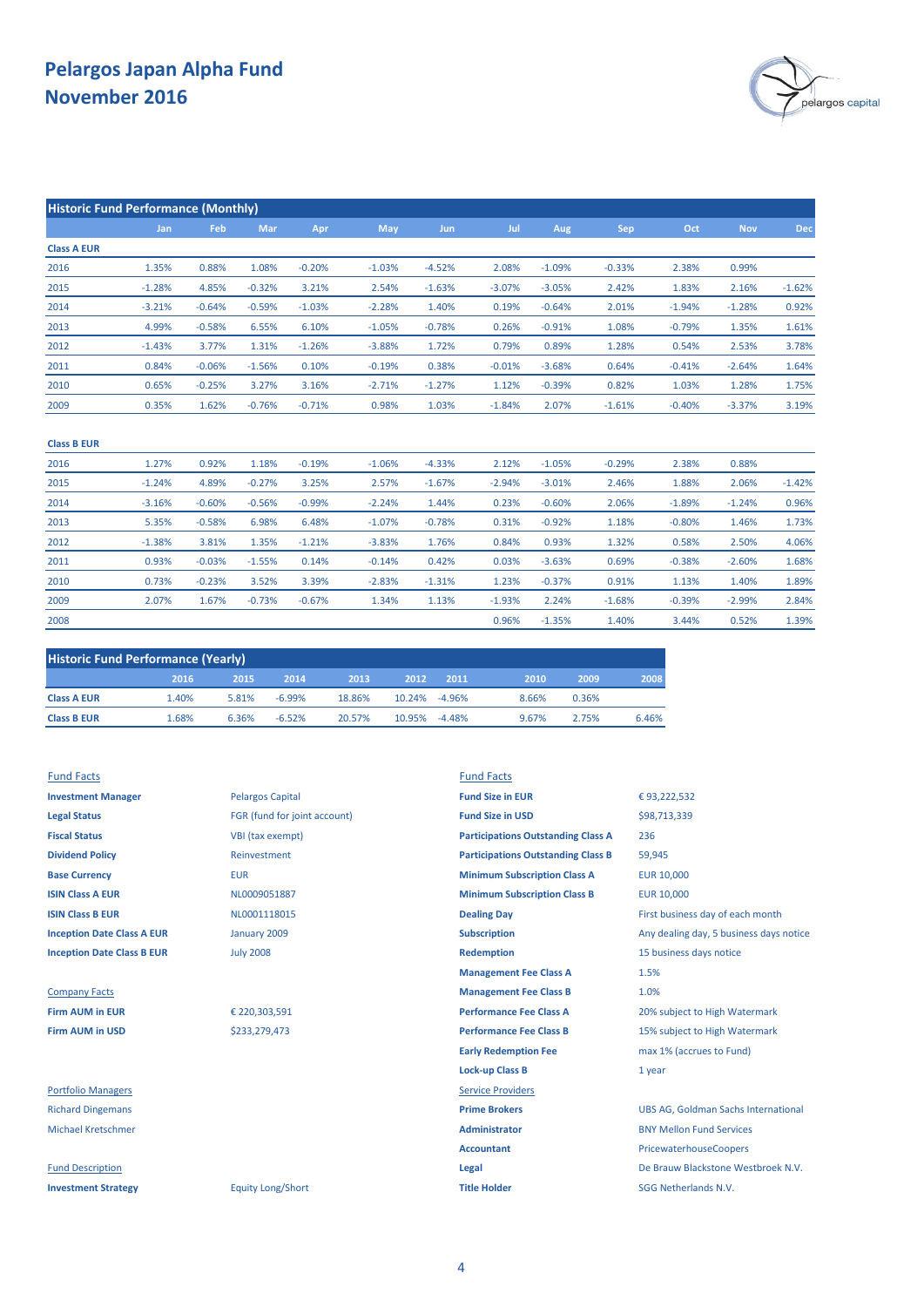# Pelargos Japan Alpha Fund
# November 2016

## Historic Fund Performance (Monthly)

| | Jan | Feb | Mar | Apr | May | Jun | Jul | Aug | Sep | Oct | Nov | Dec |
|---|---|---|---|---|---|---|---|---|---|---|---|---|
| **Class A EUR** | | | | | | | | | | | | |
| 2016 | 1.35% | 0.88% | 1.08% | -0.20% | -1.03% | -4.52% | 2.08% | -1.09% | -0.33% | 2.38% | 0.99% | |
| 2015 | -1.28% | 4.85% | -0.32% | 3.21% | 2.54% | -1.63% | -3.07% | -3.05% | 2.42% | 1.83% | 2.16% | -1.62% |
| 2014 | -3.21% | -0.64% | -0.59% | -1.03% | -2.28% | 1.40% | 0.19% | -0.64% | 2.01% | -1.94% | -1.28% | 0.92% |
| 2013 | 4.99% | -0.58% | 6.55% | 6.10% | -1.05% | -0.78% | 0.26% | -0.91% | 1.08% | -0.79% | 1.35% | 1.61% |
| 2012 | -1.43% | 3.77% | 1.31% | -1.26% | -3.88% | 1.72% | 0.79% | 0.89% | 1.28% | 0.54% | 2.53% | 3.78% |
| 2011 | 0.84% | -0.06% | -1.56% | 0.10% | -0.19% | 0.38% | -0.01% | -3.68% | 0.64% | -0.41% | -2.64% | 1.64% |
| 2010 | 0.65% | -0.25% | 3.27% | 3.16% | -2.71% | -1.27% | 1.12% | -0.39% | 0.82% | 1.03% | 1.28% | 1.75% |
| 2009 | 0.35% | 1.62% | -0.76% | -0.71% | 0.98% | 1.03% | -1.84% | 2.07% | -1.61% | -0.40% | -3.37% | 3.19% |
| **Class B EUR** | | | | | | | | | | | | |
| 2016 | 1.27% | 0.92% | 1.18% | -0.19% | -1.06% | -4.33% | 2.12% | -1.05% | -0.29% | 2.38% | 0.88% | |
| 2015 | -1.24% | 4.89% | -0.27% | 3.25% | 2.57% | -1.67% | -2.94% | -3.01% | 2.46% | 1.88% | 2.06% | -1.42% |
| 2014 | -3.16% | -0.60% | -0.56% | -0.99% | -2.24% | 1.44% | 0.23% | -0.60% | 2.06% | -1.89% | -1.24% | 0.96% |
| 2013 | 5.35% | -0.58% | 6.98% | 6.48% | -1.07% | -0.78% | 0.31% | -0.92% | 1.18% | -0.80% | 1.46% | 1.73% |
| 2012 | -1.38% | 3.81% | 1.35% | -1.21% | -3.83% | 1.76% | 0.84% | 0.93% | 1.32% | 0.58% | 2.50% | 4.06% |
| 2011 | 0.93% | -0.03% | -1.55% | 0.14% | -0.14% | 0.42% | 0.03% | -3.63% | 0.69% | -0.38% | -2.60% | 1.68% |
| 2010 | 0.73% | -0.23% | 3.52% | 3.39% | -2.83% | -1.31% | 1.23% | -0.37% | 0.91% | 1.13% | 1.40% | 1.89% |
| 2009 | 2.07% | 1.67% | -0.73% | -0.67% | 1.34% | 1.13% | -1.93% | 2.24% | -1.68% | -0.39% | -2.99% | 2.84% |
| 2008 | | | | | | | 0.96% | -1.35% | 1.40% | 3.44% | 0.52% | 1.39% |

## Historic Fund Performance (Yearly)

| | 2016 | 2015 | 2014 | 2013 | 2012 | 2011 | 2010 | 2009 | 2008 |
|---|---|---|---|---|---|---|---|---|---|
| **Class A EUR** | 1.40% | 5.81% | -6.99% | 18.86% | 10.24% | -4.96% | 8.66% | 0.36% | |
| **Class B EUR** | 1.68% | 6.36% | -6.52% | 20.57% | 10.95% | -4.48% | 9.67% | 2.75% | 6.46% |

### Fund Facts

| | |
|---|---|
| **Investment Manager** | Pelargos Capital |
| **Legal Status** | FGR (fund for joint account) |
| **Fiscal Status** | VBI (tax exempt) |
| **Dividend Policy** | Reinvestment |
| **Base Currency** | EUR |
| **ISIN Class A EUR** | NL0009051887 |
| **ISIN Class B EUR** | NL0001118015 |
| **Inception Date Class A EUR** | January 2009 |
| **Inception Date Class B EUR** | July 2008 |

### Company Facts

| | |
|---|---|
| **Firm AUM in EUR** | € 220,303,591 |
| **Firm AUM in USD** | $233,279,473 |

### Portfolio Managers

Richard Dingemans
Michael Kretschmer

### Fund Description

| | |
|---|---|
| **Investment Strategy** | Equity Long/Short |

### Fund Facts

| | |
|---|---|
| **Fund Size in EUR** | € 93,222,532 |
| **Fund Size in USD** | $98,713,339 |
| **Participations Outstanding Class A** | 236 |
| **Participations Outstanding Class B** | 59,945 |
| **Minimum Subscription Class A** | EUR 10,000 |
| **Minimum Subscription Class B** | EUR 10,000 |
| **Dealing Day** | First business day of each month |
| **Subscription** | Any dealing day, 5 business days notice |
| **Redemption** | 15 business days notice |
| **Management Fee Class A** | 1.5% |
| **Management Fee Class B** | 1.0% |
| **Performance Fee Class A** | 20% subject to High Watermark |
| **Performance Fee Class B** | 15% subject to High Watermark |
| **Early Redemption Fee** | max 1% (accrues to Fund) |
| **Lock-up Class B** | 1 year |

### Service Providers

| | |
|---|---|
| **Prime Brokers** | UBS AG, Goldman Sachs International |
| **Administrator** | BNY Mellon Fund Services |
| **Accountant** | PricewaterhouseCoopers |
| **Legal** | De Brauw Blackstone Westbroek N.V. |
| **Title Holder** | SGG Netherlands N.V. |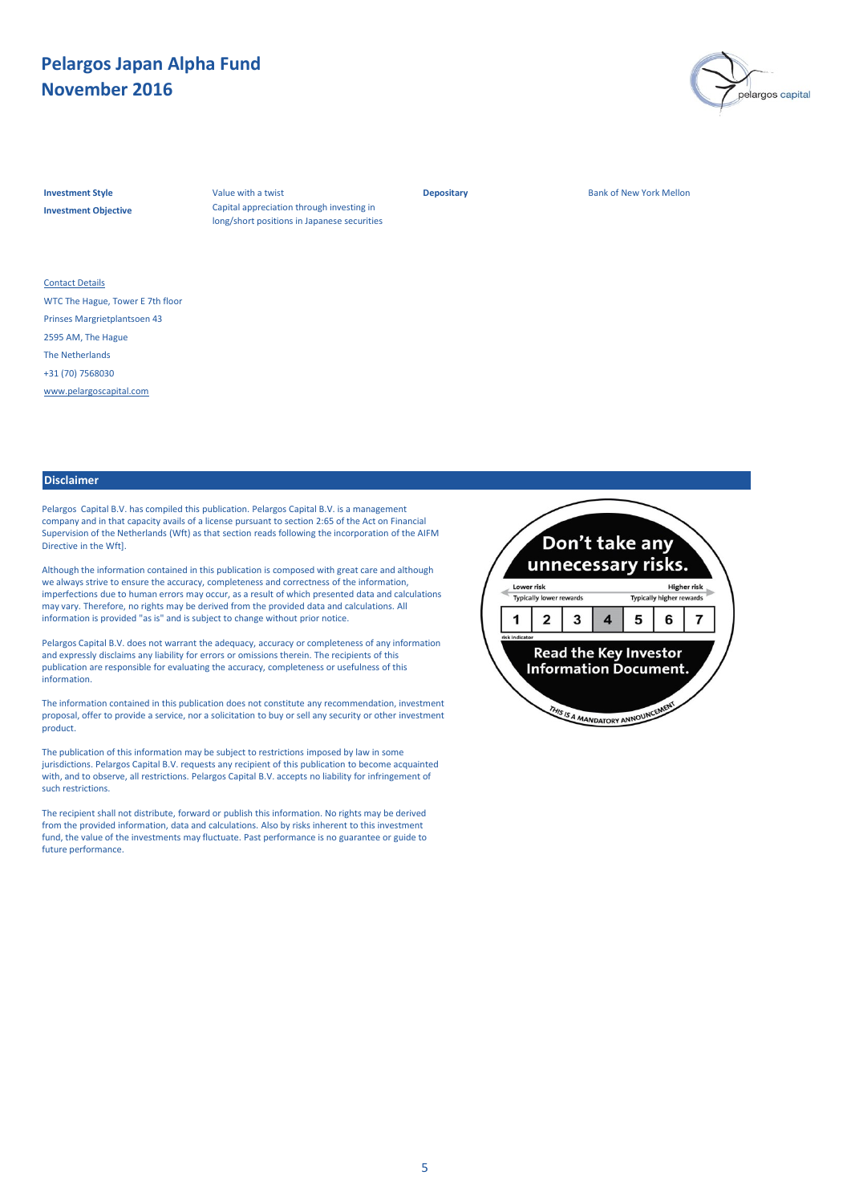# Pelargos Japan Alpha Fund
# November 2016

| | | | |
|---|---|---|---|
| **Investment Style** | Value with a twist | **Depositary** | Bank of New York Mellon |
| **Investment Objective** | Capital appreciation through investing in long/short positions in Japanese securities | | |

Contact Details
WTC The Hague, Tower E 7th floor
Prinses Margrietplantsoen 43
2595 AM, The Hague
The Netherlands
+31 (70) 7568030
www.pelargoscapital.com

## Disclaimer

Pelargos Capital B.V. has compiled this publication. Pelargos Capital B.V. is a management company and in that capacity avails of a license pursuant to section 2:65 of the Act on Financial Supervision of the Netherlands (Wft) as that section reads following the incorporation of the AIFM Directive in the Wft].

Although the information contained in this publication is composed with great care and although we always strive to ensure the accuracy, completeness and correctness of the information, imperfections due to human errors may occur, as a result of which presented data and calculations may vary. Therefore, no rights may be derived from the provided data and calculations. All information is provided "as is" and is subject to change without prior notice.

Pelargos Capital B.V. does not warrant the adequacy, accuracy or completeness of any information and expressly disclaims any liability for errors or omissions therein. The recipients of this publication are responsible for evaluating the accuracy, completeness or usefulness of this information.

The information contained in this publication does not constitute any recommendation, investment proposal, offer to provide a service, nor a solicitation to buy or sell any security or other investment product.

The publication of this information may be subject to restrictions imposed by law in some jurisdictions. Pelargos Capital B.V. requests any recipient of this publication to become acquainted with, and to observe, all restrictions. Pelargos Capital B.V. accepts no liability for infringement of such restrictions.

The recipient shall not distribute, forward or publish this information. No rights may be derived from the provided information, data and calculations. Also by risks inherent to this investment fund, the value of the investments may fluctuate. Past performance is no guarantee or guide to future performance.

Don't take any unnecessary risks.

Lower risk
Typically lower rewards
Higher risk
Typically higher rewards
1 2 3 4 5 6 7
risk indicator

Read the Key Investor Information Document.

THIS IS A MANDATORY ANNOUNCEMENT